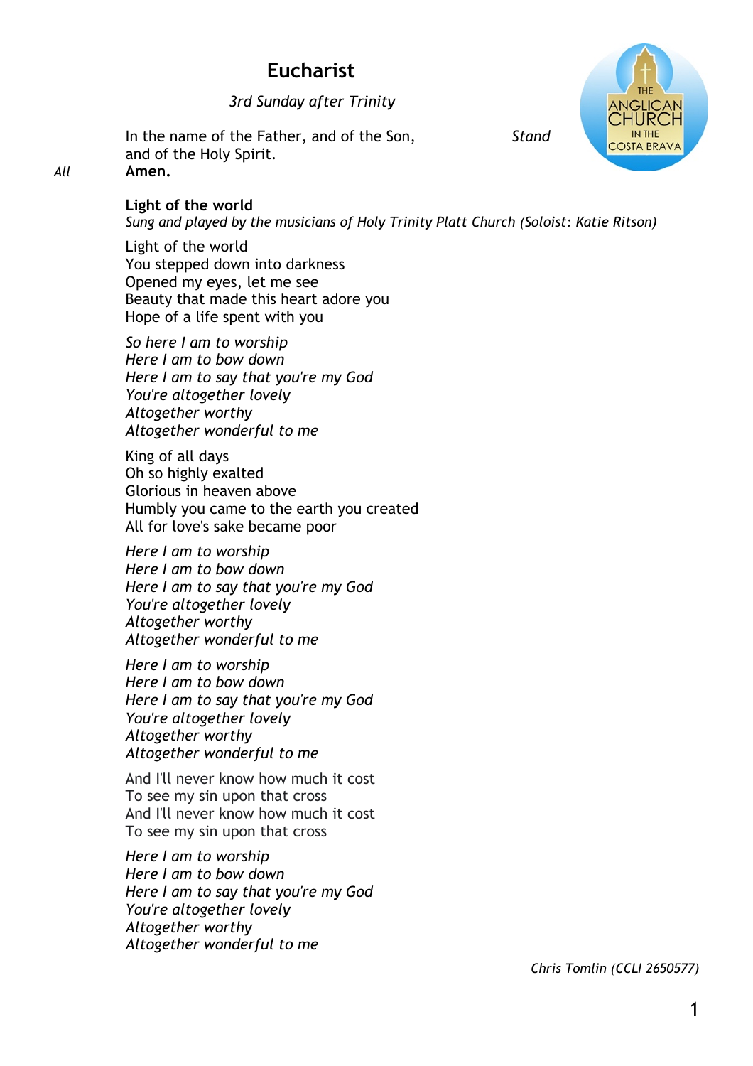# Eucharist

*3rd Sunday after Trinity*

In the name of the Father, and of the Son, and of the Holy Spirit. *Stand*

*All* **Amen.**

**Light of the world**

*Sung and played by the musicians of Holy Trinity Platt Church (Soloist: Katie Ritson)*

Light of the world
You stepped down into darkness
Opened my eyes, let me see
Beauty that made this heart adore you
Hope of a life spent with you

*So here I am to worship*
*Here I am to bow down*
*Here I am to say that you're my God*
*You're altogether lovely*
*Altogether worthy*
*Altogether wonderful to me*

King of all days
Oh so highly exalted
Glorious in heaven above
Humbly you came to the earth you created
All for love's sake became poor

*Here I am to worship*
*Here I am to bow down*
*Here I am to say that you're my God*
*You're altogether lovely*
*Altogether worthy*
*Altogether wonderful to me*

*Here I am to worship*
*Here I am to bow down*
*Here I am to say that you're my God*
*You're altogether lovely*
*Altogether worthy*
*Altogether wonderful to me*

And I'll never know how much it cost
To see my sin upon that cross
And I'll never know how much it cost
To see my sin upon that cross

*Here I am to worship*
*Here I am to bow down*
*Here I am to say that you're my God*
*You're altogether lovely*
*Altogether worthy*
*Altogether wonderful to me*

*Chris Tomlin (CCLI 2650577)*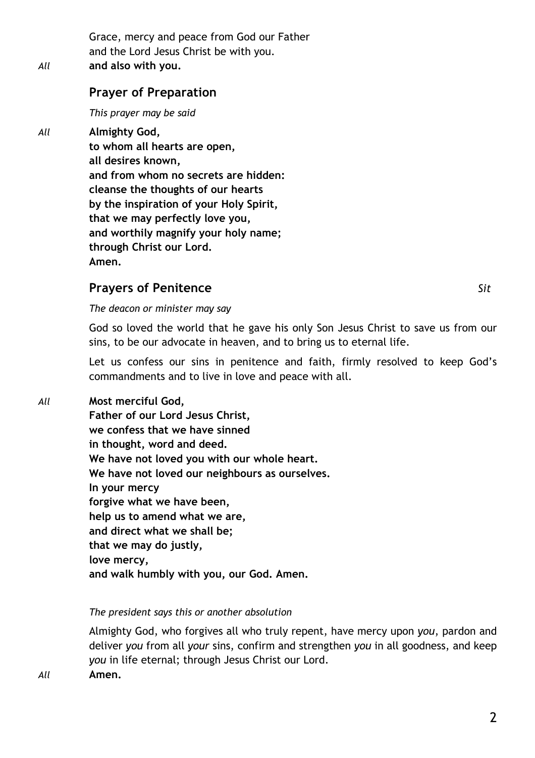Grace, mercy and peace from God our Father
and the Lord Jesus Christ be with you.

*All* **and also with you.**

## Prayer of Preparation

*This prayer may be said*

*All* **Almighty God,**
**to whom all hearts are open,**
**all desires known,**
**and from whom no secrets are hidden:**
**cleanse the thoughts of our hearts**
**by the inspiration of your Holy Spirit,**
**that we may perfectly love you,**
**and worthily magnify your holy name;**
**through Christ our Lord.**
**Amen.**

## Prayers of Penitence *Sit*

*The deacon or minister may say*

God so loved the world that he gave his only Son Jesus Christ to save us from our sins, to be our advocate in heaven, and to bring us to eternal life.

Let us confess our sins in penitence and faith, firmly resolved to keep God's commandments and to live in love and peace with all.

*All* **Most merciful God,**
**Father of our Lord Jesus Christ,**
**we confess that we have sinned**
**in thought, word and deed.**
**We have not loved you with our whole heart.**
**We have not loved our neighbours as ourselves.**
**In your mercy**
**forgive what we have been,**
**help us to amend what we are,**
**and direct what we shall be;**
**that we may do justly,**
**love mercy,**
**and walk humbly with you, our God. Amen.**

*The president says this or another absolution*

Almighty God, who forgives all who truly repent, have mercy upon *you*, pardon and deliver *you* from all *your* sins, confirm and strengthen *you* in all goodness, and keep *you* in life eternal; through Jesus Christ our Lord.

*All* **Amen.**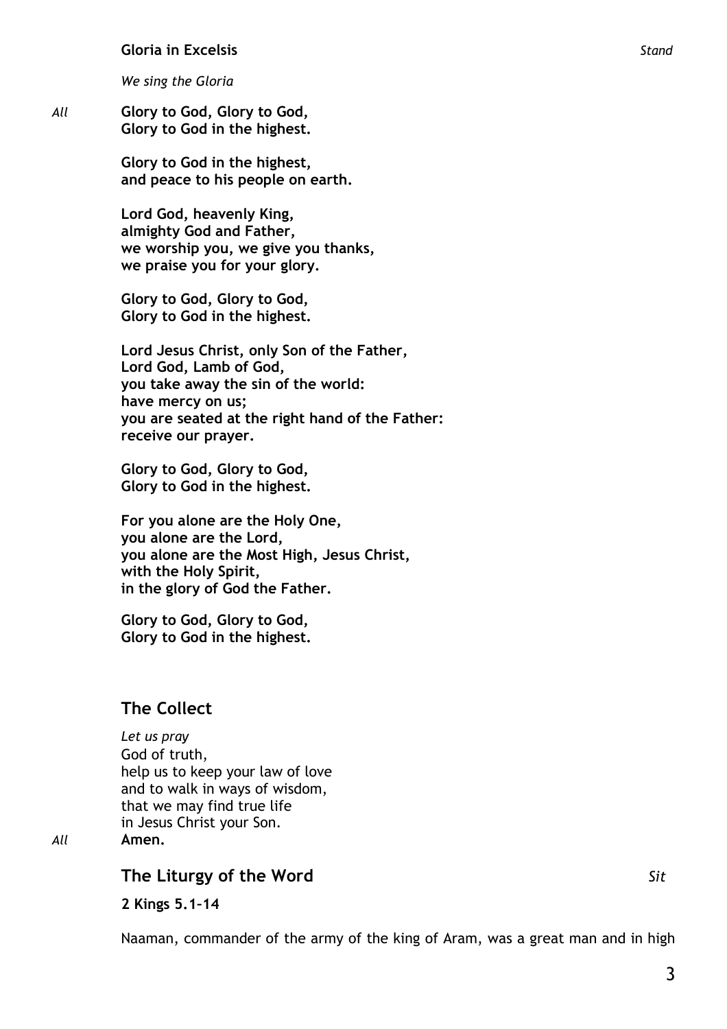**Gloria in Excelsis** *Stand*

*We sing the Gloria*

*All* **Glory to God, Glory to God,**
**Glory to God in the highest.**

**Glory to God in the highest,**
**and peace to his people on earth.**

**Lord God, heavenly King,**
**almighty God and Father,**
**we worship you, we give you thanks,**
**we praise you for your glory.**

**Glory to God, Glory to God,**
**Glory to God in the highest.**

**Lord Jesus Christ, only Son of the Father,**
**Lord God, Lamb of God,**
**you take away the sin of the world:**
**have mercy on us;**
**you are seated at the right hand of the Father:**
**receive our prayer.**

**Glory to God, Glory to God,**
**Glory to God in the highest.**

**For you alone are the Holy One,**
**you alone are the Lord,**
**you alone are the Most High, Jesus Christ,**
**with the Holy Spirit,**
**in the glory of God the Father.**

**Glory to God, Glory to God,**
**Glory to God in the highest.**

## The Collect

*Let us pray*
God of truth,
help us to keep your law of love
and to walk in ways of wisdom,
that we may find true life
in Jesus Christ your Son.
*All* **Amen.**

## The Liturgy of the Word *Sit*

**2 Kings 5.1–14**

Naaman, commander of the army of the king of Aram, was a great man and in high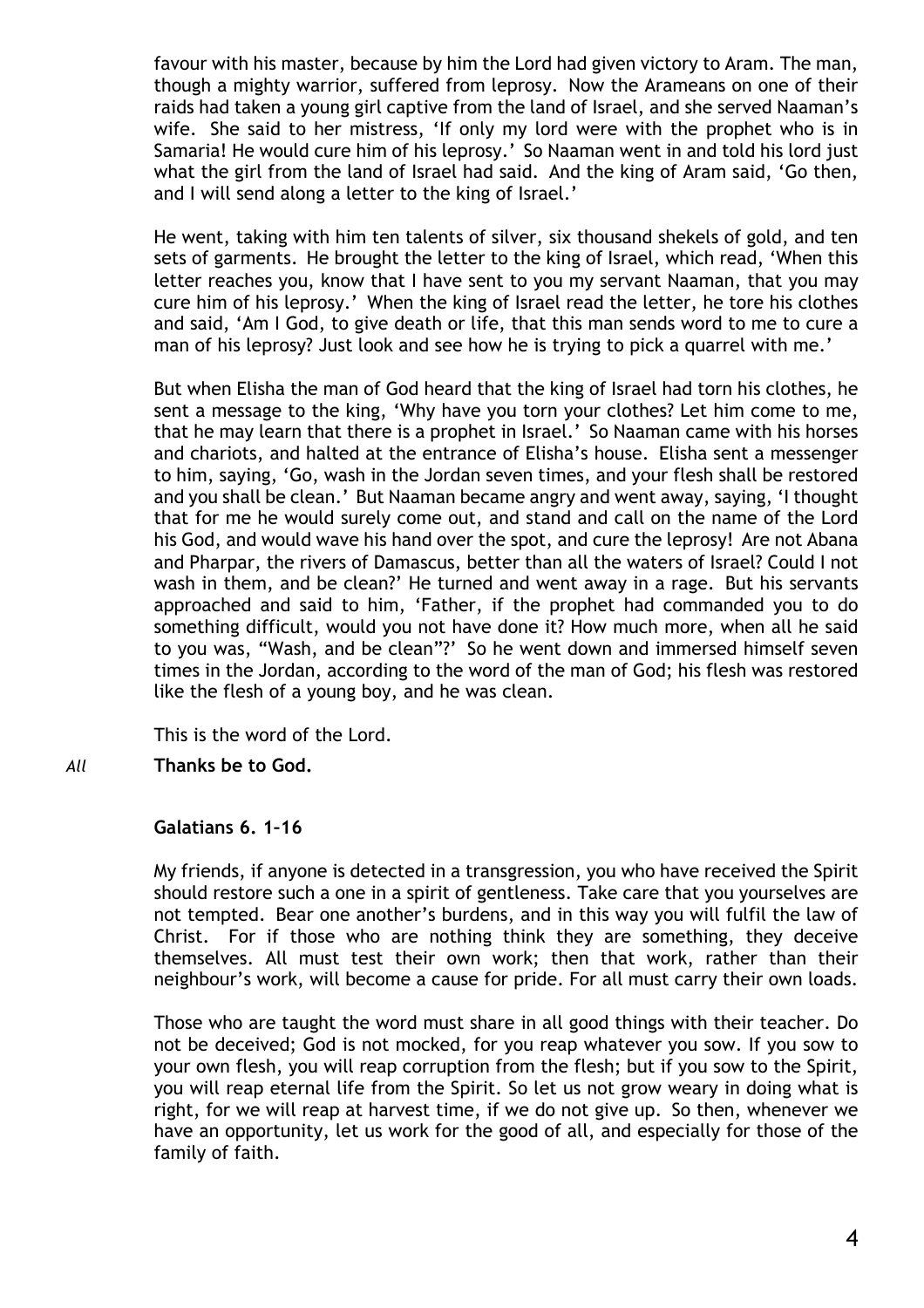favour with his master, because by him the Lord had given victory to Aram. The man, though a mighty warrior, suffered from leprosy. Now the Arameans on one of their raids had taken a young girl captive from the land of Israel, and she served Naaman's wife. She said to her mistress, 'If only my lord were with the prophet who is in Samaria! He would cure him of his leprosy.' So Naaman went in and told his lord just what the girl from the land of Israel had said. And the king of Aram said, 'Go then, and I will send along a letter to the king of Israel.'

He went, taking with him ten talents of silver, six thousand shekels of gold, and ten sets of garments. He brought the letter to the king of Israel, which read, 'When this letter reaches you, know that I have sent to you my servant Naaman, that you may cure him of his leprosy.' When the king of Israel read the letter, he tore his clothes and said, 'Am I God, to give death or life, that this man sends word to me to cure a man of his leprosy? Just look and see how he is trying to pick a quarrel with me.'

But when Elisha the man of God heard that the king of Israel had torn his clothes, he sent a message to the king, 'Why have you torn your clothes? Let him come to me, that he may learn that there is a prophet in Israel.' So Naaman came with his horses and chariots, and halted at the entrance of Elisha's house. Elisha sent a messenger to him, saying, 'Go, wash in the Jordan seven times, and your flesh shall be restored and you shall be clean.' But Naaman became angry and went away, saying, 'I thought that for me he would surely come out, and stand and call on the name of the Lord his God, and would wave his hand over the spot, and cure the leprosy! Are not Abana and Pharpar, the rivers of Damascus, better than all the waters of Israel? Could I not wash in them, and be clean?' He turned and went away in a rage. But his servants approached and said to him, 'Father, if the prophet had commanded you to do something difficult, would you not have done it? How much more, when all he said to you was, "Wash, and be clean"?' So he went down and immersed himself seven times in the Jordan, according to the word of the man of God; his flesh was restored like the flesh of a young boy, and he was clean.

This is the word of the Lord.

*All* **Thanks be to God.**

**Galatians 6. 1–16**

My friends, if anyone is detected in a transgression, you who have received the Spirit should restore such a one in a spirit of gentleness. Take care that you yourselves are not tempted. Bear one another's burdens, and in this way you will fulfil the law of Christ. For if those who are nothing think they are something, they deceive themselves. All must test their own work; then that work, rather than their neighbour's work, will become a cause for pride. For all must carry their own loads.

Those who are taught the word must share in all good things with their teacher. Do not be deceived; God is not mocked, for you reap whatever you sow. If you sow to your own flesh, you will reap corruption from the flesh; but if you sow to the Spirit, you will reap eternal life from the Spirit. So let us not grow weary in doing what is right, for we will reap at harvest time, if we do not give up. So then, whenever we have an opportunity, let us work for the good of all, and especially for those of the family of faith.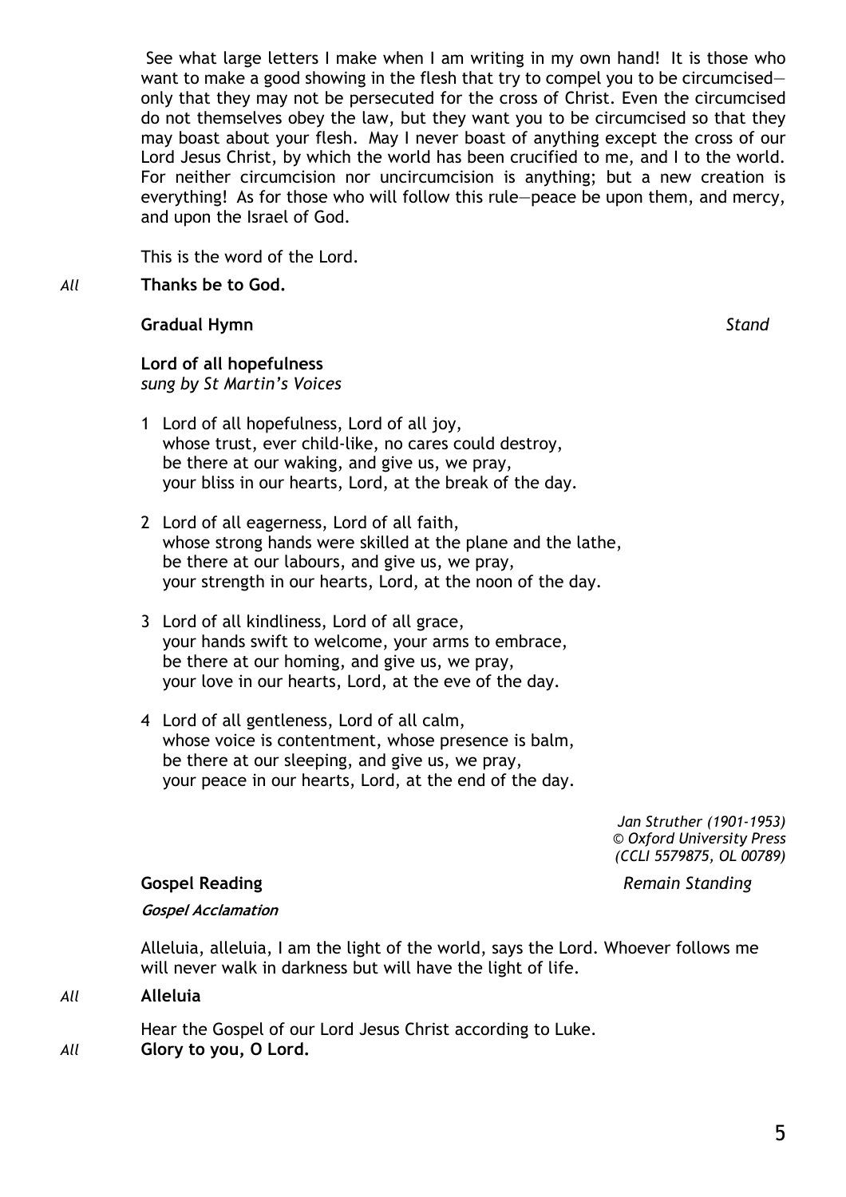See what large letters I make when I am writing in my own hand! It is those who want to make a good showing in the flesh that try to compel you to be circumcised—only that they may not be persecuted for the cross of Christ. Even the circumcised do not themselves obey the law, but they want you to be circumcised so that they may boast about your flesh. May I never boast of anything except the cross of our Lord Jesus Christ, by which the world has been crucified to me, and I to the world. For neither circumcision nor uncircumcision is anything; but a new creation is everything! As for those who will follow this rule—peace be upon them, and mercy, and upon the Israel of God.

This is the word of the Lord.

*All* **Thanks be to God.**

**Gradual Hymn** *Stand*

**Lord of all hopefulness**
*sung by St Martin's Voices*

1 Lord of all hopefulness, Lord of all joy,
whose trust, ever child-like, no cares could destroy,
be there at our waking, and give us, we pray,
your bliss in our hearts, Lord, at the break of the day.

2 Lord of all eagerness, Lord of all faith,
whose strong hands were skilled at the plane and the lathe,
be there at our labours, and give us, we pray,
your strength in our hearts, Lord, at the noon of the day.

3 Lord of all kindliness, Lord of all grace,
your hands swift to welcome, your arms to embrace,
be there at our homing, and give us, we pray,
your love in our hearts, Lord, at the eve of the day.

4 Lord of all gentleness, Lord of all calm,
whose voice is contentment, whose presence is balm,
be there at our sleeping, and give us, we pray,
your peace in our hearts, Lord, at the end of the day.

*Jan Struther (1901-1953)*
*© Oxford University Press*
*(CCLI 5579875, OL 00789)*

**Gospel Reading** *Remain Standing*

***Gospel Acclamation***

Alleluia, alleluia, I am the light of the world, says the Lord. Whoever follows me will never walk in darkness but will have the light of life.

*All* **Alleluia**

Hear the Gospel of our Lord Jesus Christ according to Luke.

*All* **Glory to you, O Lord.**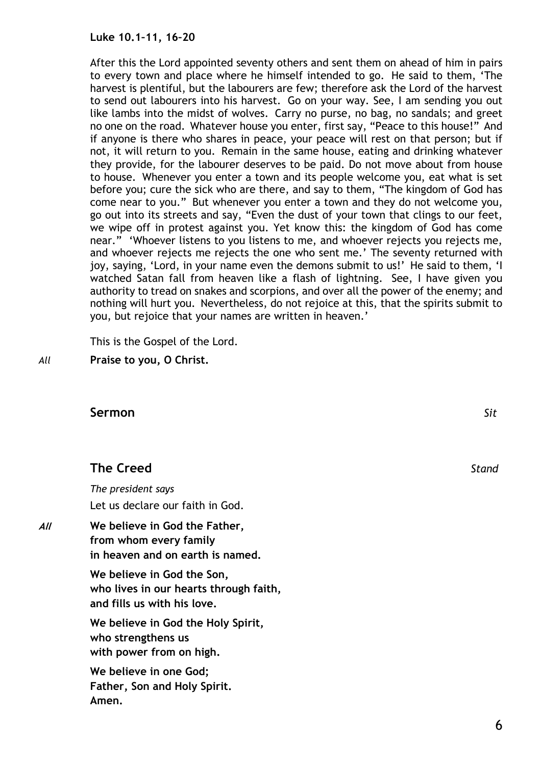**Luke 10.1–11, 16–20**

After this the Lord appointed seventy others and sent them on ahead of him in pairs to every town and place where he himself intended to go. He said to them, 'The harvest is plentiful, but the labourers are few; therefore ask the Lord of the harvest to send out labourers into his harvest. Go on your way. See, I am sending you out like lambs into the midst of wolves. Carry no purse, no bag, no sandals; and greet no one on the road. Whatever house you enter, first say, "Peace to this house!" And if anyone is there who shares in peace, your peace will rest on that person; but if not, it will return to you. Remain in the same house, eating and drinking whatever they provide, for the labourer deserves to be paid. Do not move about from house to house. Whenever you enter a town and its people welcome you, eat what is set before you; cure the sick who are there, and say to them, "The kingdom of God has come near to you." But whenever you enter a town and they do not welcome you, go out into its streets and say, "Even the dust of your town that clings to our feet, we wipe off in protest against you. Yet know this: the kingdom of God has come near." 'Whoever listens to you listens to me, and whoever rejects you rejects me, and whoever rejects me rejects the one who sent me.' The seventy returned with joy, saying, 'Lord, in your name even the demons submit to us!' He said to them, 'I watched Satan fall from heaven like a flash of lightning. See, I have given you authority to tread on snakes and scorpions, and over all the power of the enemy; and nothing will hurt you. Nevertheless, do not rejoice at this, that the spirits submit to you, but rejoice that your names are written in heaven.'

This is the Gospel of the Lord.

*All* **Praise to you, O Christ.**

## Sermon *Sit*

## The Creed *Stand*

*The president says*

Let us declare our faith in God.

***All*** **We believe in God the Father,**
**from whom every family**
**in heaven and on earth is named.**

**We believe in God the Son,**
**who lives in our hearts through faith,**
**and fills us with his love.**

**We believe in God the Holy Spirit,**
**who strengthens us**
**with power from on high.**

**We believe in one God;**
**Father, Son and Holy Spirit.**
**Amen.**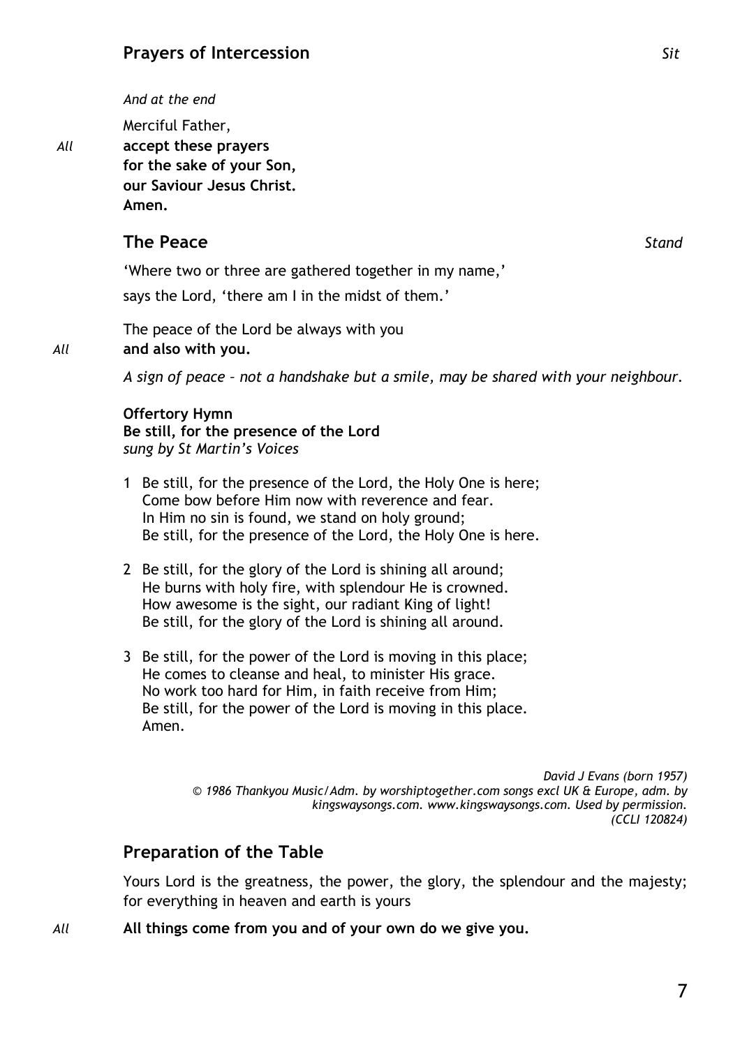## Prayers of Intercession *Sit*

*And at the end*

Merciful Father,

*All* **accept these prayers**
**for the sake of your Son,**
**our Saviour Jesus Christ.**
**Amen.**

## The Peace *Stand*

'Where two or three are gathered together in my name,'

says the Lord, 'there am I in the midst of them.'

The peace of the Lord be always with you

*All* **and also with you.**

*A sign of peace – not a handshake but a smile, may be shared with your neighbour.*

**Offertory Hymn**
**Be still, for the presence of the Lord**
*sung by St Martin's Voices*

1 Be still, for the presence of the Lord, the Holy One is here;
Come bow before Him now with reverence and fear.
In Him no sin is found, we stand on holy ground;
Be still, for the presence of the Lord, the Holy One is here.

2 Be still, for the glory of the Lord is shining all around;
He burns with holy fire, with splendour He is crowned.
How awesome is the sight, our radiant King of light!
Be still, for the glory of the Lord is shining all around.

3 Be still, for the power of the Lord is moving in this place;
He comes to cleanse and heal, to minister His grace.
No work too hard for Him, in faith receive from Him;
Be still, for the power of the Lord is moving in this place.
Amen.

*David J Evans (born 1957)*
*© 1986 Thankyou Music/Adm. by worshiptogether.com songs excl UK & Europe, adm. by kingswaysongs.com. www.kingswaysongs.com. Used by permission. (CCLI 120824)*

## Preparation of the Table

Yours Lord is the greatness, the power, the glory, the splendour and the majesty; for everything in heaven and earth is yours

*All* **All things come from you and of your own do we give you.**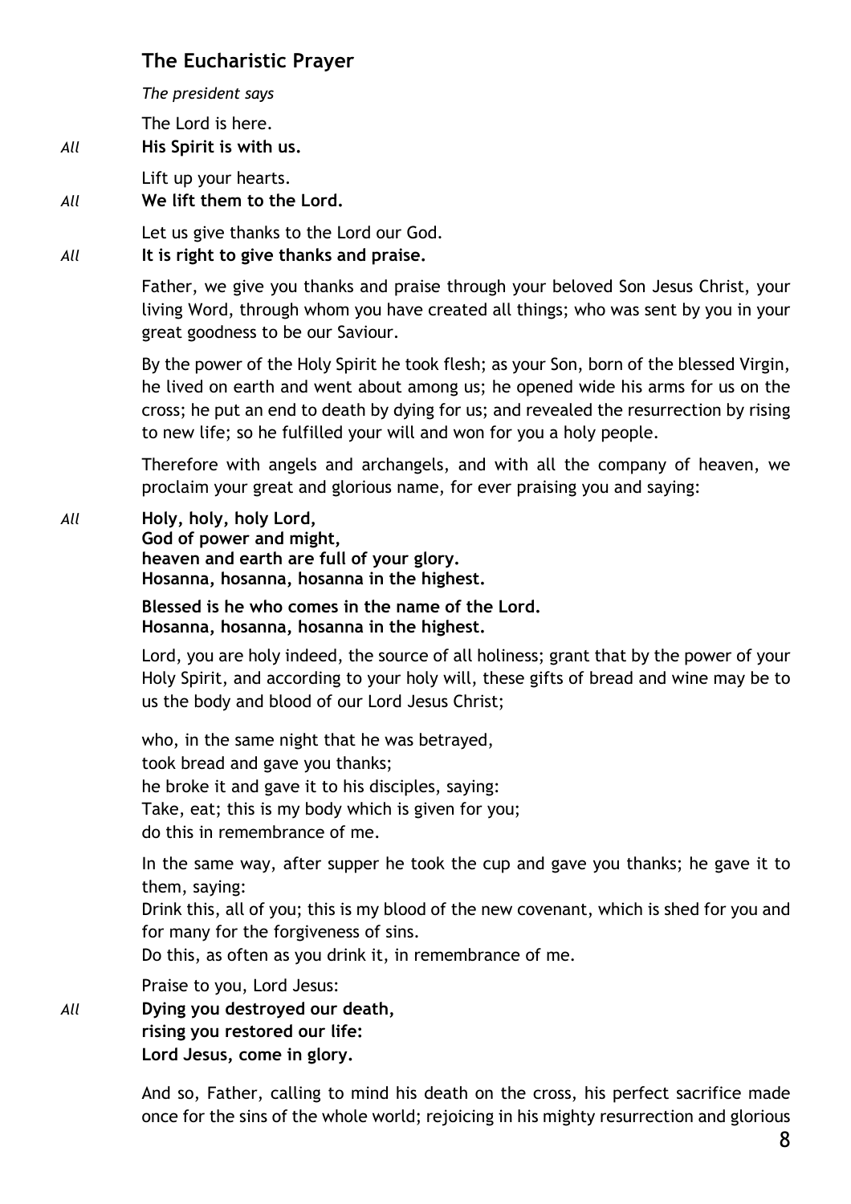## The Eucharistic Prayer

*The president says*

The Lord is here.

*All* **His Spirit is with us.**

Lift up your hearts.

*All* **We lift them to the Lord.**

Let us give thanks to the Lord our God.

*All* **It is right to give thanks and praise.**

Father, we give you thanks and praise through your beloved Son Jesus Christ, your living Word, through whom you have created all things; who was sent by you in your great goodness to be our Saviour.

By the power of the Holy Spirit he took flesh; as your Son, born of the blessed Virgin, he lived on earth and went about among us; he opened wide his arms for us on the cross; he put an end to death by dying for us; and revealed the resurrection by rising to new life; so he fulfilled your will and won for you a holy people.

Therefore with angels and archangels, and with all the company of heaven, we proclaim your great and glorious name, for ever praising you and saying:

*All* **Holy, holy, holy Lord,**
**God of power and might,**
**heaven and earth are full of your glory.**
**Hosanna, hosanna, hosanna in the highest.**

**Blessed is he who comes in the name of the Lord.**
**Hosanna, hosanna, hosanna in the highest.**

Lord, you are holy indeed, the source of all holiness; grant that by the power of your Holy Spirit, and according to your holy will, these gifts of bread and wine may be to us the body and blood of our Lord Jesus Christ;

who, in the same night that he was betrayed,
took bread and gave you thanks;
he broke it and gave it to his disciples, saying:
Take, eat; this is my body which is given for you;
do this in remembrance of me.

In the same way, after supper he took the cup and gave you thanks; he gave it to them, saying:
Drink this, all of you; this is my blood of the new covenant, which is shed for you and for many for the forgiveness of sins.
Do this, as often as you drink it, in remembrance of me.

Praise to you, Lord Jesus:

*All* **Dying you destroyed our death,**
**rising you restored our life:**
**Lord Jesus, come in glory.**

And so, Father, calling to mind his death on the cross, his perfect sacrifice made once for the sins of the whole world; rejoicing in his mighty resurrection and glorious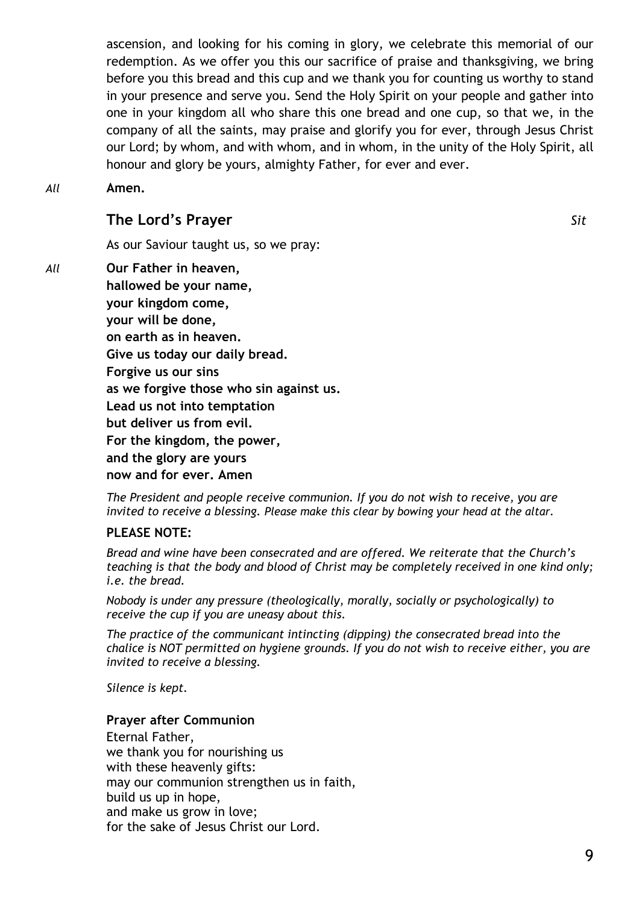ascension, and looking for his coming in glory, we celebrate this memorial of our redemption. As we offer you this our sacrifice of praise and thanksgiving, we bring before you this bread and this cup and we thank you for counting us worthy to stand in your presence and serve you. Send the Holy Spirit on your people and gather into one in your kingdom all who share this one bread and one cup, so that we, in the company of all the saints, may praise and glorify you for ever, through Jesus Christ our Lord; by whom, and with whom, and in whom, in the unity of the Holy Spirit, all honour and glory be yours, almighty Father, for ever and ever.

*All* **Amen.**

### The Lord's Prayer *Sit*

As our Saviour taught us, so we pray:

*All* **Our Father in heaven,**
**hallowed be your name,**
**your kingdom come,**
**your will be done,**
**on earth as in heaven.**
**Give us today our daily bread.**
**Forgive us our sins**
**as we forgive those who sin against us.**
**Lead us not into temptation**
**but deliver us from evil.**
**For the kingdom, the power,**
**and the glory are yours**
**now and for ever. Amen**

*The President and people receive communion. If you do not wish to receive, you are invited to receive a blessing. Please make this clear by bowing your head at the altar.*

**PLEASE NOTE:**

*Bread and wine have been consecrated and are offered. We reiterate that the Church's teaching is that the body and blood of Christ may be completely received in one kind only; i.e. the bread.*

*Nobody is under any pressure (theologically, morally, socially or psychologically) to receive the cup if you are uneasy about this.*

*The practice of the communicant intincting (dipping) the consecrated bread into the chalice is NOT permitted on hygiene grounds. If you do not wish to receive either, you are invited to receive a blessing.*

*Silence is kept.*

**Prayer after Communion**

Eternal Father,
we thank you for nourishing us
with these heavenly gifts:
may our communion strengthen us in faith,
build us up in hope,
and make us grow in love;
for the sake of Jesus Christ our Lord.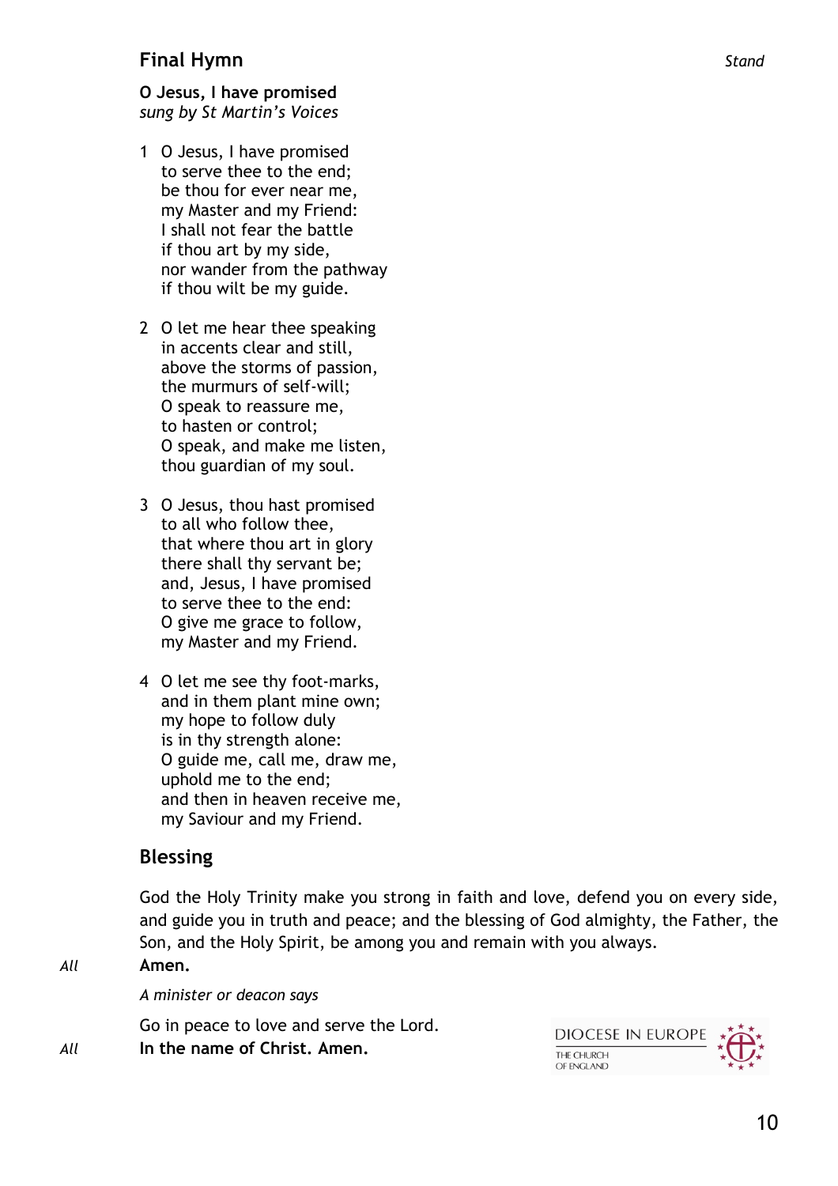## Final Hymn

*Stand*

**O Jesus, I have promised**
*sung by St Martin's Voices*

1 O Jesus, I have promised
to serve thee to the end;
be thou for ever near me,
my Master and my Friend:
I shall not fear the battle
if thou art by my side,
nor wander from the pathway
if thou wilt be my guide.

2 O let me hear thee speaking
in accents clear and still,
above the storms of passion,
the murmurs of self-will;
O speak to reassure me,
to hasten or control;
O speak, and make me listen,
thou guardian of my soul.

3 O Jesus, thou hast promised
to all who follow thee,
that where thou art in glory
there shall thy servant be;
and, Jesus, I have promised
to serve thee to the end:
O give me grace to follow,
my Master and my Friend.

4 O let me see thy foot-marks,
and in them plant mine own;
my hope to follow duly
is in thy strength alone:
O guide me, call me, draw me,
uphold me to the end;
and then in heaven receive me,
my Saviour and my Friend.

## Blessing

God the Holy Trinity make you strong in faith and love, defend you on every side, and guide you in truth and peace; and the blessing of God almighty, the Father, the Son, and the Holy Spirit, be among you and remain with you always.

*All* **Amen.**

*A minister or deacon says*

Go in peace to love and serve the Lord.

*All* **In the name of Christ. Amen.**

DIOCESE IN EUROPE
THE CHURCH OF ENGLAND